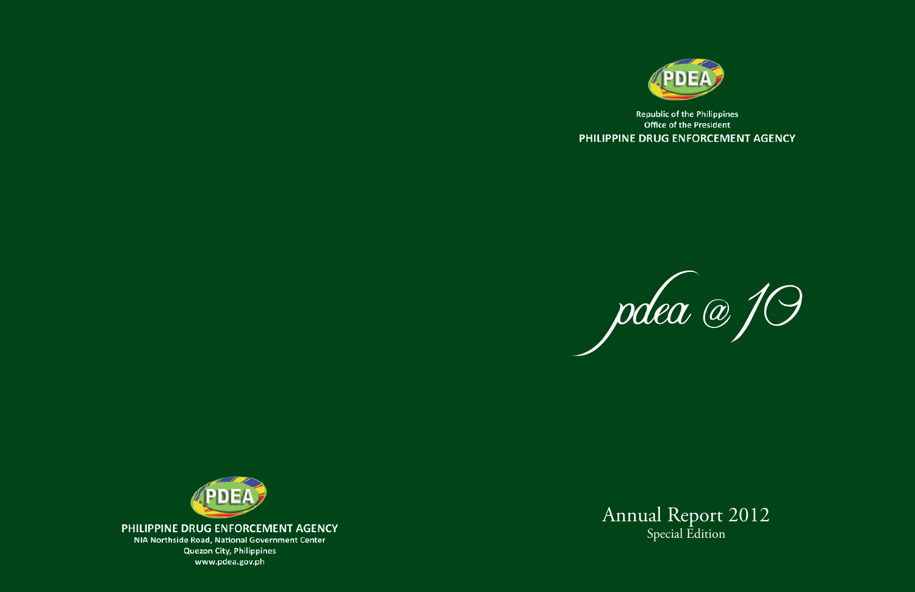Republic of the Philippines
Office of the President
**PHILIPPINE DRUG ENFORCEMENT AGENCY**

# *pdea @ 10*

## Annual Report 2012
Special Edition

**PHILIPPINE DRUG ENFORCEMENT AGENCY**
NIA Northside Road, National Government Center
Quezon City, Philippines
www.pdea.gov.ph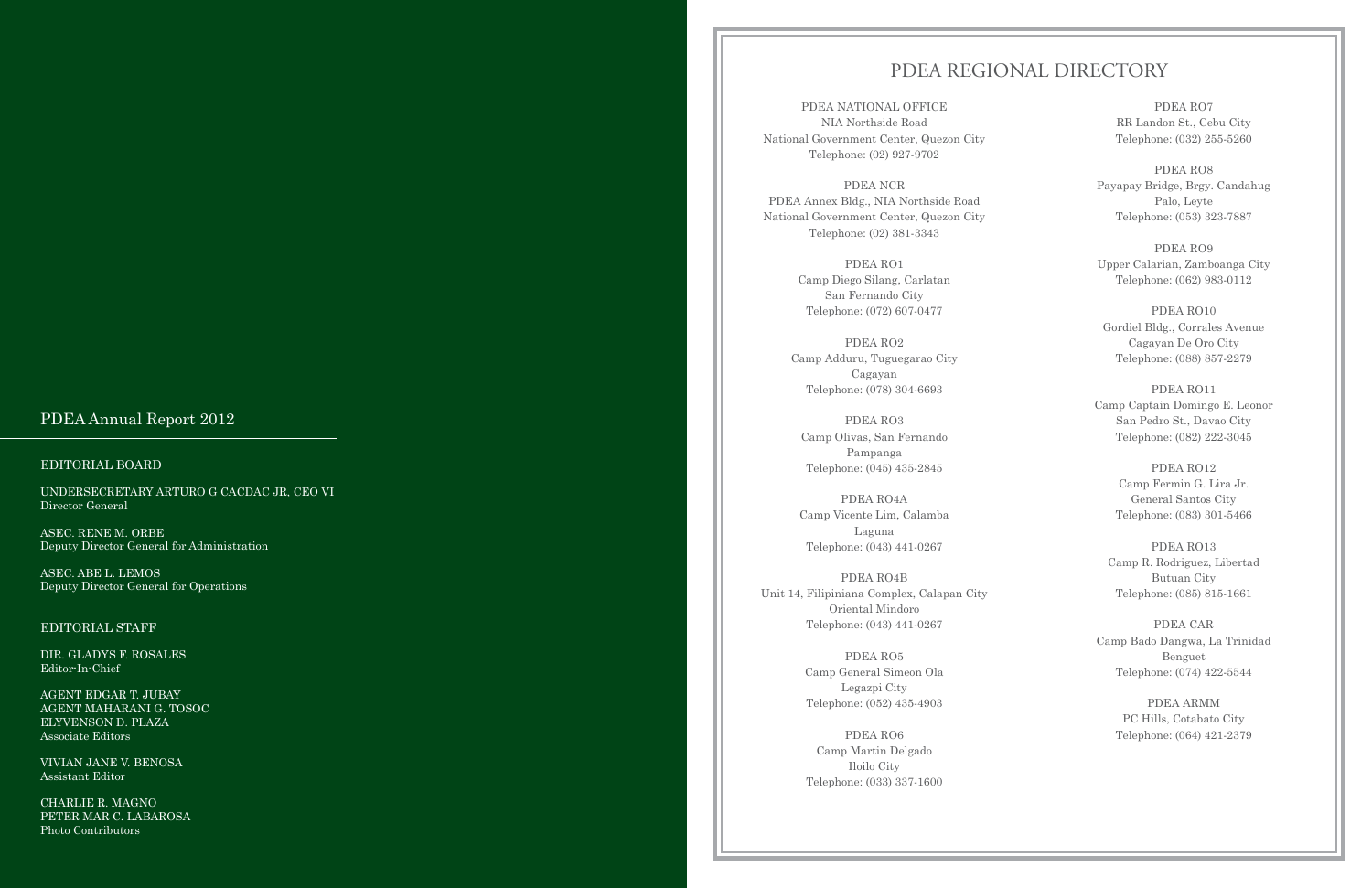## PDEA Annual Report 2012

### EDITORIAL BOARD

UNDERSECRETARY ARTURO G CACDAC JR, CEO VI
Director General

ASEC. RENE M. ORBE
Deputy Director General for Administration

ASEC. ABE L. LEMOS
Deputy Director General for Operations

### EDITORIAL STAFF

DIR. GLADYS F. ROSALES
Editor-In-Chief

AGENT EDGAR T. JUBAY
AGENT MAHARANI G. TOSOC
ELYVENSON D. PLAZA
Associate Editors

VIVIAN JANE V. BENOSA
Assistant Editor

CHARLIE R. MAGNO
PETER MAR C. LABAROSA
Photo Contributors

# PDEA REGIONAL DIRECTORY

PDEA NATIONAL OFFICE
NIA Northside Road
National Government Center, Quezon City
Telephone: (02) 927-9702

PDEA NCR
PDEA Annex Bldg., NIA Northside Road
National Government Center, Quezon City
Telephone: (02) 381-3343

PDEA RO1
Camp Diego Silang, Carlatan
San Fernando City
Telephone: (072) 607-0477

PDEA RO2
Camp Adduru, Tuguegarao City
Cagayan
Telephone: (078) 304-6693

PDEA RO3
Camp Olivas, San Fernando
Pampanga
Telephone: (045) 435-2845

PDEA RO4A
Camp Vicente Lim, Calamba
Laguna
Telephone: (043) 441-0267

PDEA RO4B
Unit 14, Filipiniana Complex, Calapan City
Oriental Mindoro
Telephone: (043) 441-0267

PDEA RO5
Camp General Simeon Ola
Legazpi City
Telephone: (052) 435-4903

PDEA RO6
Camp Martin Delgado
Iloilo City
Telephone: (033) 337-1600

PDEA RO7
RR Landon St., Cebu City
Telephone: (032) 255-5260

PDEA RO8
Payapay Bridge, Brgy. Candahug
Palo, Leyte
Telephone: (053) 323-7887

PDEA RO9
Upper Calarian, Zamboanga City
Telephone: (062) 983-0112

PDEA RO10
Gordiel Bldg., Corrales Avenue
Cagayan De Oro City
Telephone: (088) 857-2279

PDEA RO11
Camp Captain Domingo E. Leonor
San Pedro St., Davao City
Telephone: (082) 222-3045

PDEA RO12
Camp Fermin G. Lira Jr.
General Santos City
Telephone: (083) 301-5466

PDEA RO13
Camp R. Rodriguez, Libertad
Butuan City
Telephone: (085) 815-1661

PDEA CAR
Camp Bado Dangwa, La Trinidad
Benguet
Telephone: (074) 422-5544

PDEA ARMM
PC Hills, Cotabato City
Telephone: (064) 421-2379